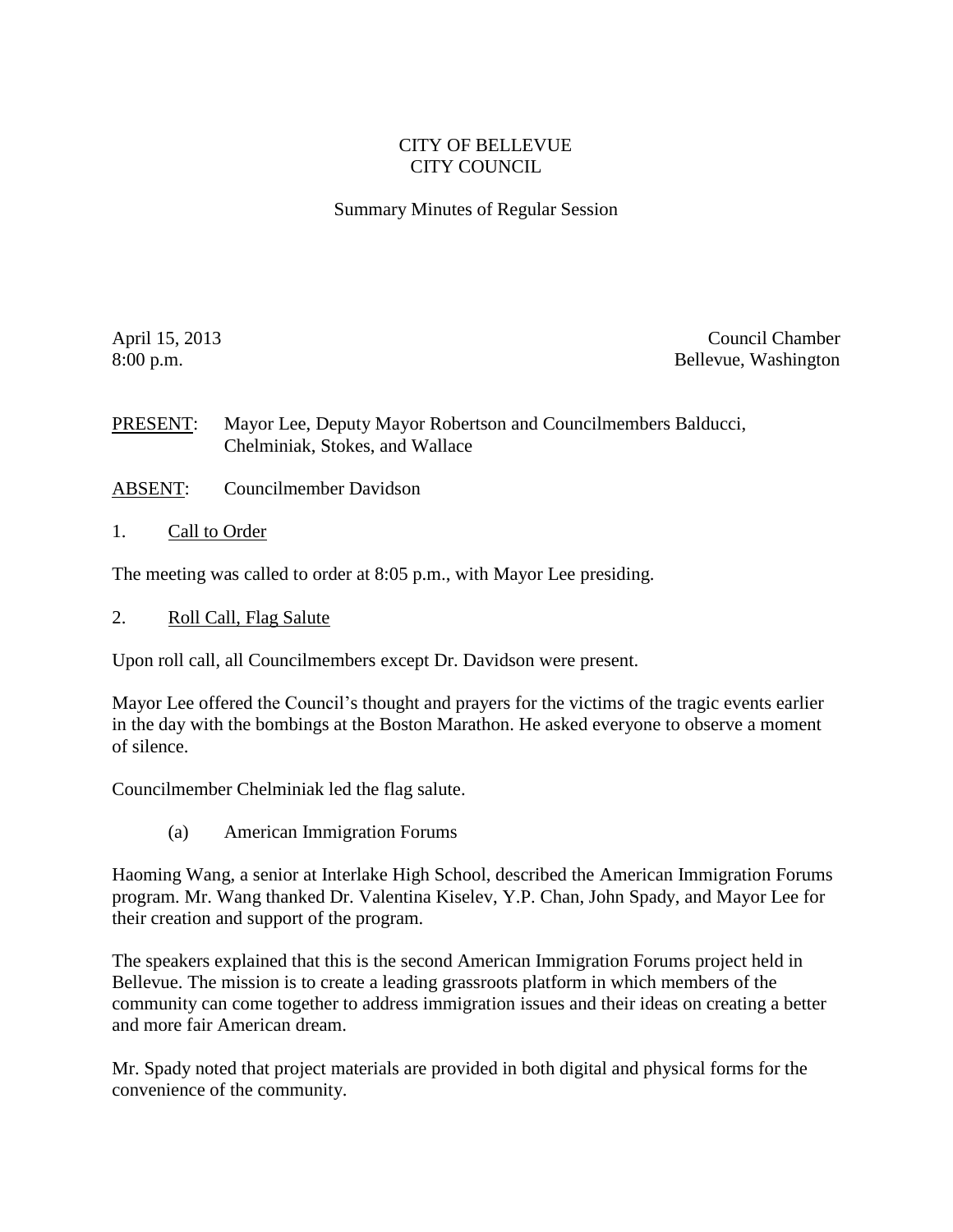# CITY OF BELLEVUE
# CITY COUNCIL

## Summary Minutes of Regular Session

April 15, 2013
8:00 p.m.

Council Chamber
Bellevue, Washington

PRESENT: Mayor Lee, Deputy Mayor Robertson and Councilmembers Balducci, Chelminiak, Stokes, and Wallace

ABSENT: Councilmember Davidson

1. Call to Order

The meeting was called to order at 8:05 p.m., with Mayor Lee presiding.

2. Roll Call, Flag Salute

Upon roll call, all Councilmembers except Dr. Davidson were present.

Mayor Lee offered the Council's thought and prayers for the victims of the tragic events earlier in the day with the bombings at the Boston Marathon. He asked everyone to observe a moment of silence.

Councilmember Chelminiak led the flag salute.

(a) American Immigration Forums

Haoming Wang, a senior at Interlake High School, described the American Immigration Forums program. Mr. Wang thanked Dr. Valentina Kiselev, Y.P. Chan, John Spady, and Mayor Lee for their creation and support of the program.

The speakers explained that this is the second American Immigration Forums project held in Bellevue. The mission is to create a leading grassroots platform in which members of the community can come together to address immigration issues and their ideas on creating a better and more fair American dream.

Mr. Spady noted that project materials are provided in both digital and physical forms for the convenience of the community.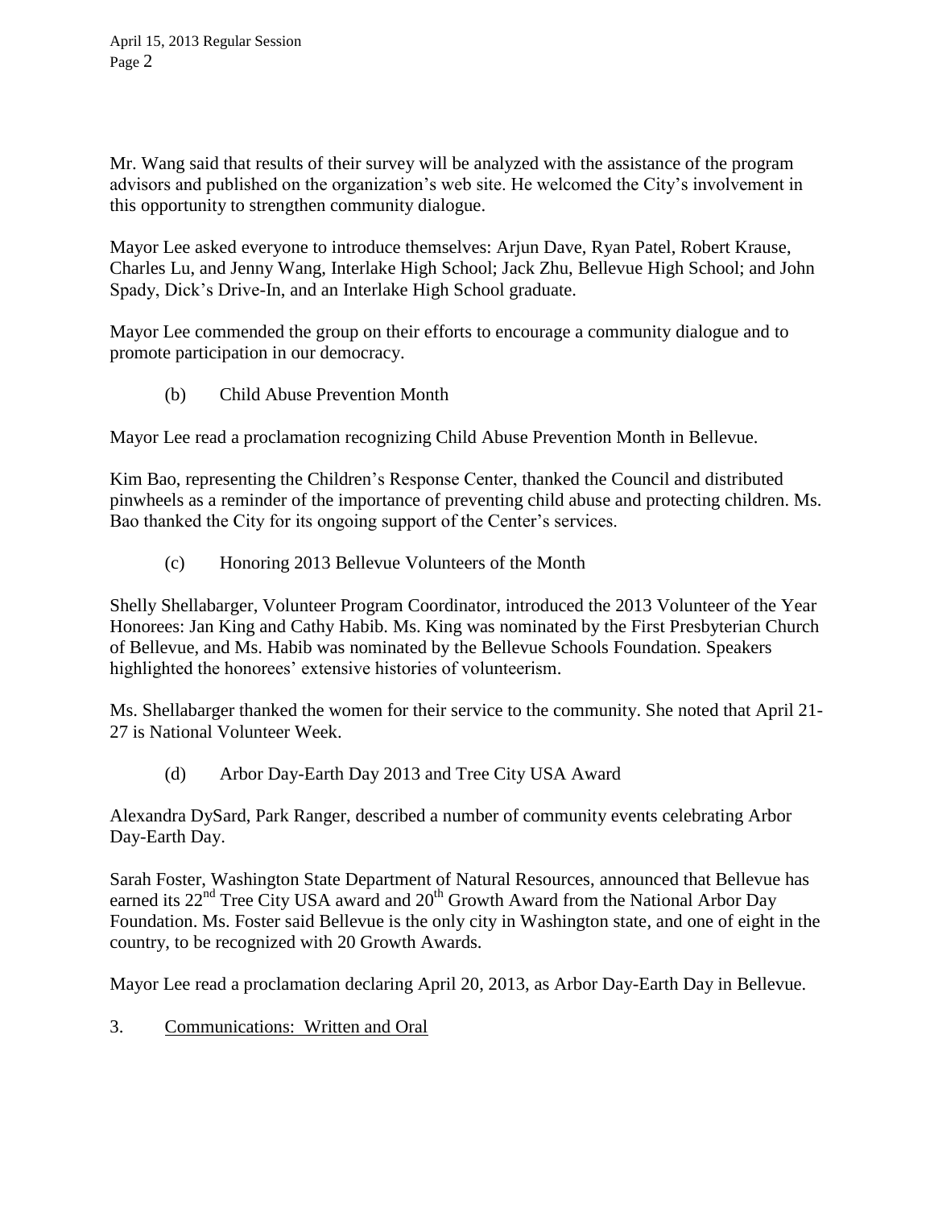Mr. Wang said that results of their survey will be analyzed with the assistance of the program advisors and published on the organization's web site. He welcomed the City's involvement in this opportunity to strengthen community dialogue.

Mayor Lee asked everyone to introduce themselves: Arjun Dave, Ryan Patel, Robert Krause, Charles Lu, and Jenny Wang, Interlake High School; Jack Zhu, Bellevue High School; and John Spady, Dick's Drive-In, and an Interlake High School graduate.

Mayor Lee commended the group on their efforts to encourage a community dialogue and to promote participation in our democracy.

(b) Child Abuse Prevention Month

Mayor Lee read a proclamation recognizing Child Abuse Prevention Month in Bellevue.

Kim Bao, representing the Children's Response Center, thanked the Council and distributed pinwheels as a reminder of the importance of preventing child abuse and protecting children. Ms. Bao thanked the City for its ongoing support of the Center's services.

(c) Honoring 2013 Bellevue Volunteers of the Month

Shelly Shellabarger, Volunteer Program Coordinator, introduced the 2013 Volunteer of the Year Honorees: Jan King and Cathy Habib. Ms. King was nominated by the First Presbyterian Church of Bellevue, and Ms. Habib was nominated by the Bellevue Schools Foundation. Speakers highlighted the honorees' extensive histories of volunteerism.

Ms. Shellabarger thanked the women for their service to the community. She noted that April 21-27 is National Volunteer Week.

(d) Arbor Day-Earth Day 2013 and Tree City USA Award

Alexandra DySard, Park Ranger, described a number of community events celebrating Arbor Day-Earth Day.

Sarah Foster, Washington State Department of Natural Resources, announced that Bellevue has earned its 22nd Tree City USA award and 20th Growth Award from the National Arbor Day Foundation. Ms. Foster said Bellevue is the only city in Washington state, and one of eight in the country, to be recognized with 20 Growth Awards.

Mayor Lee read a proclamation declaring April 20, 2013, as Arbor Day-Earth Day in Bellevue.

3. Communications: Written and Oral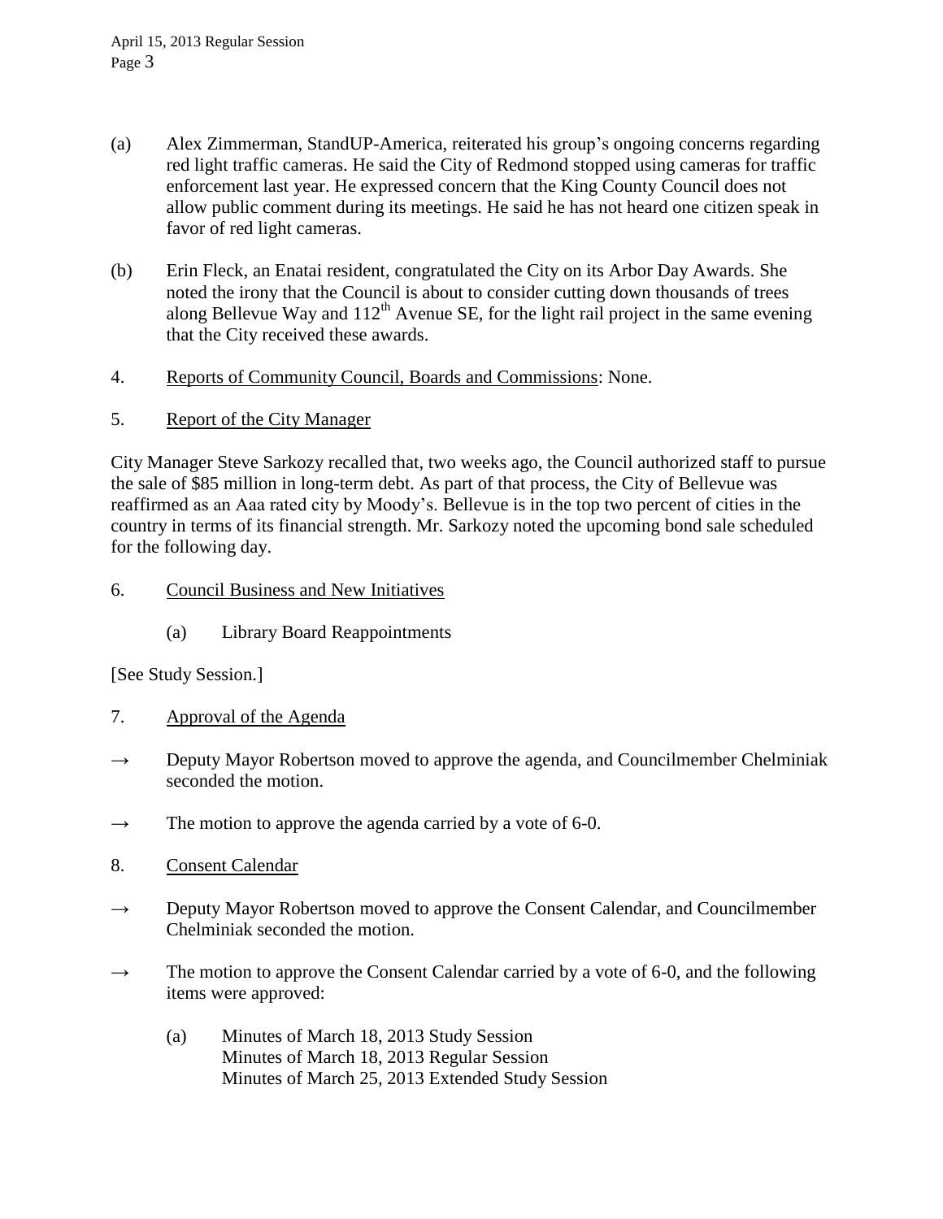(a) Alex Zimmerman, StandUP-America, reiterated his group's ongoing concerns regarding red light traffic cameras. He said the City of Redmond stopped using cameras for traffic enforcement last year. He expressed concern that the King County Council does not allow public comment during its meetings. He said he has not heard one citizen speak in favor of red light cameras.

(b) Erin Fleck, an Enatai resident, congratulated the City on its Arbor Day Awards. She noted the irony that the Council is about to consider cutting down thousands of trees along Bellevue Way and 112th Avenue SE, for the light rail project in the same evening that the City received these awards.

4. Reports of Community Council, Boards and Commissions: None.

5. Report of the City Manager

City Manager Steve Sarkozy recalled that, two weeks ago, the Council authorized staff to pursue the sale of $85 million in long-term debt. As part of that process, the City of Bellevue was reaffirmed as an Aaa rated city by Moody's. Bellevue is in the top two percent of cities in the country in terms of its financial strength. Mr. Sarkozy noted the upcoming bond sale scheduled for the following day.

6. Council Business and New Initiatives

    (a) Library Board Reappointments

[See Study Session.]

7. Approval of the Agenda

→ Deputy Mayor Robertson moved to approve the agenda, and Councilmember Chelminiak seconded the motion.

→ The motion to approve the agenda carried by a vote of 6-0.

8. Consent Calendar

→ Deputy Mayor Robertson moved to approve the Consent Calendar, and Councilmember Chelminiak seconded the motion.

→ The motion to approve the Consent Calendar carried by a vote of 6-0, and the following items were approved:

    (a) Minutes of March 18, 2013 Study Session
    Minutes of March 18, 2013 Regular Session
    Minutes of March 25, 2013 Extended Study Session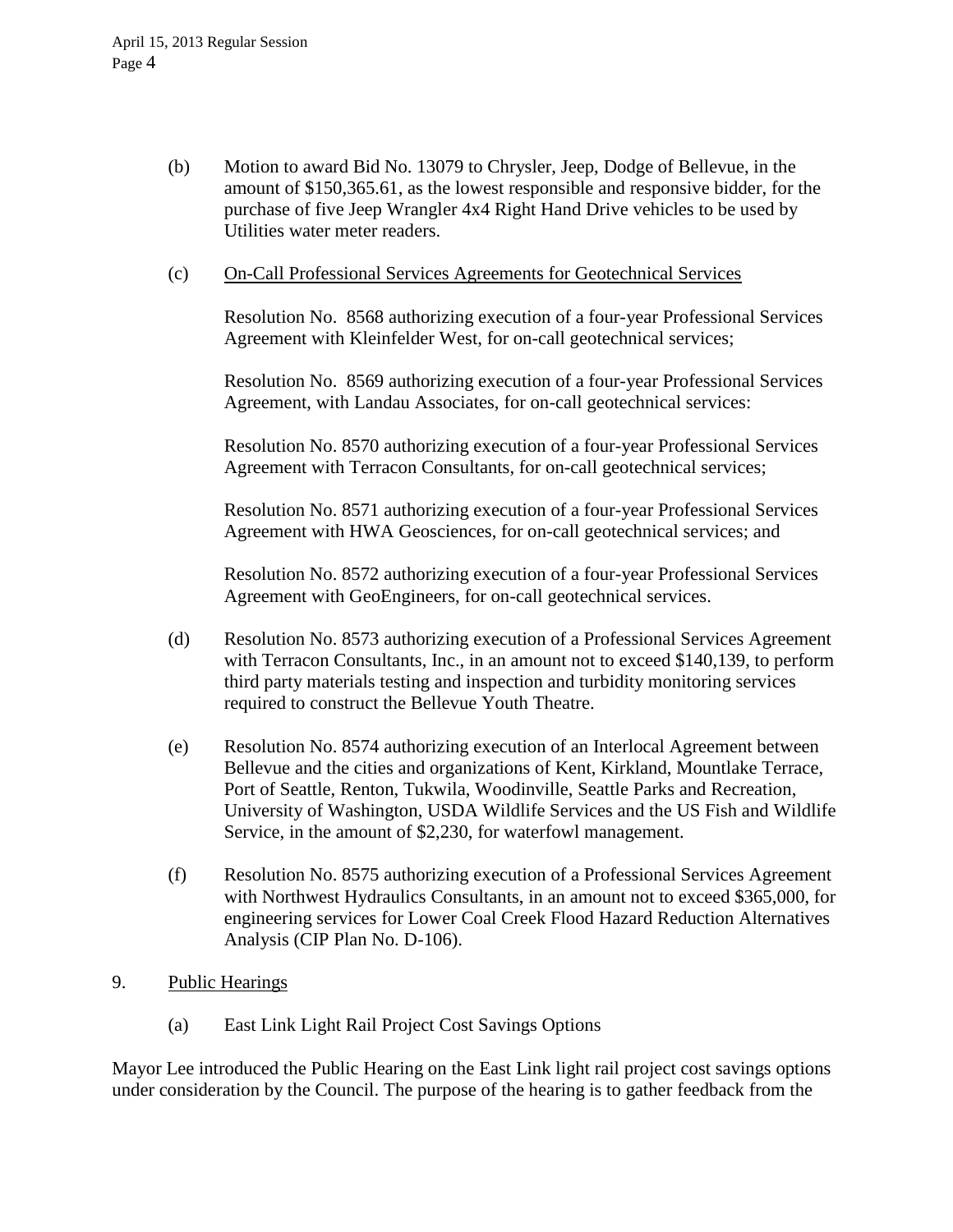(b) Motion to award Bid No. 13079 to Chrysler, Jeep, Dodge of Bellevue, in the amount of $150,365.61, as the lowest responsible and responsive bidder, for the purchase of five Jeep Wrangler 4x4 Right Hand Drive vehicles to be used by Utilities water meter readers.

(c) <u>On-Call Professional Services Agreements for Geotechnical Services</u>

Resolution No. 8568 authorizing execution of a four-year Professional Services Agreement with Kleinfelder West, for on-call geotechnical services;

Resolution No. 8569 authorizing execution of a four-year Professional Services Agreement, with Landau Associates, for on-call geotechnical services:

Resolution No. 8570 authorizing execution of a four-year Professional Services Agreement with Terracon Consultants, for on-call geotechnical services;

Resolution No. 8571 authorizing execution of a four-year Professional Services Agreement with HWA Geosciences, for on-call geotechnical services; and

Resolution No. 8572 authorizing execution of a four-year Professional Services Agreement with GeoEngineers, for on-call geotechnical services.

(d) Resolution No. 8573 authorizing execution of a Professional Services Agreement with Terracon Consultants, Inc., in an amount not to exceed $140,139, to perform third party materials testing and inspection and turbidity monitoring services required to construct the Bellevue Youth Theatre.

(e) Resolution No. 8574 authorizing execution of an Interlocal Agreement between Bellevue and the cities and organizations of Kent, Kirkland, Mountlake Terrace, Port of Seattle, Renton, Tukwila, Woodinville, Seattle Parks and Recreation, University of Washington, USDA Wildlife Services and the US Fish and Wildlife Service, in the amount of $2,230, for waterfowl management.

(f) Resolution No. 8575 authorizing execution of a Professional Services Agreement with Northwest Hydraulics Consultants, in an amount not to exceed $365,000, for engineering services for Lower Coal Creek Flood Hazard Reduction Alternatives Analysis (CIP Plan No. D-106).

9. <u>Public Hearings</u>

(a) East Link Light Rail Project Cost Savings Options

Mayor Lee introduced the Public Hearing on the East Link light rail project cost savings options under consideration by the Council. The purpose of the hearing is to gather feedback from the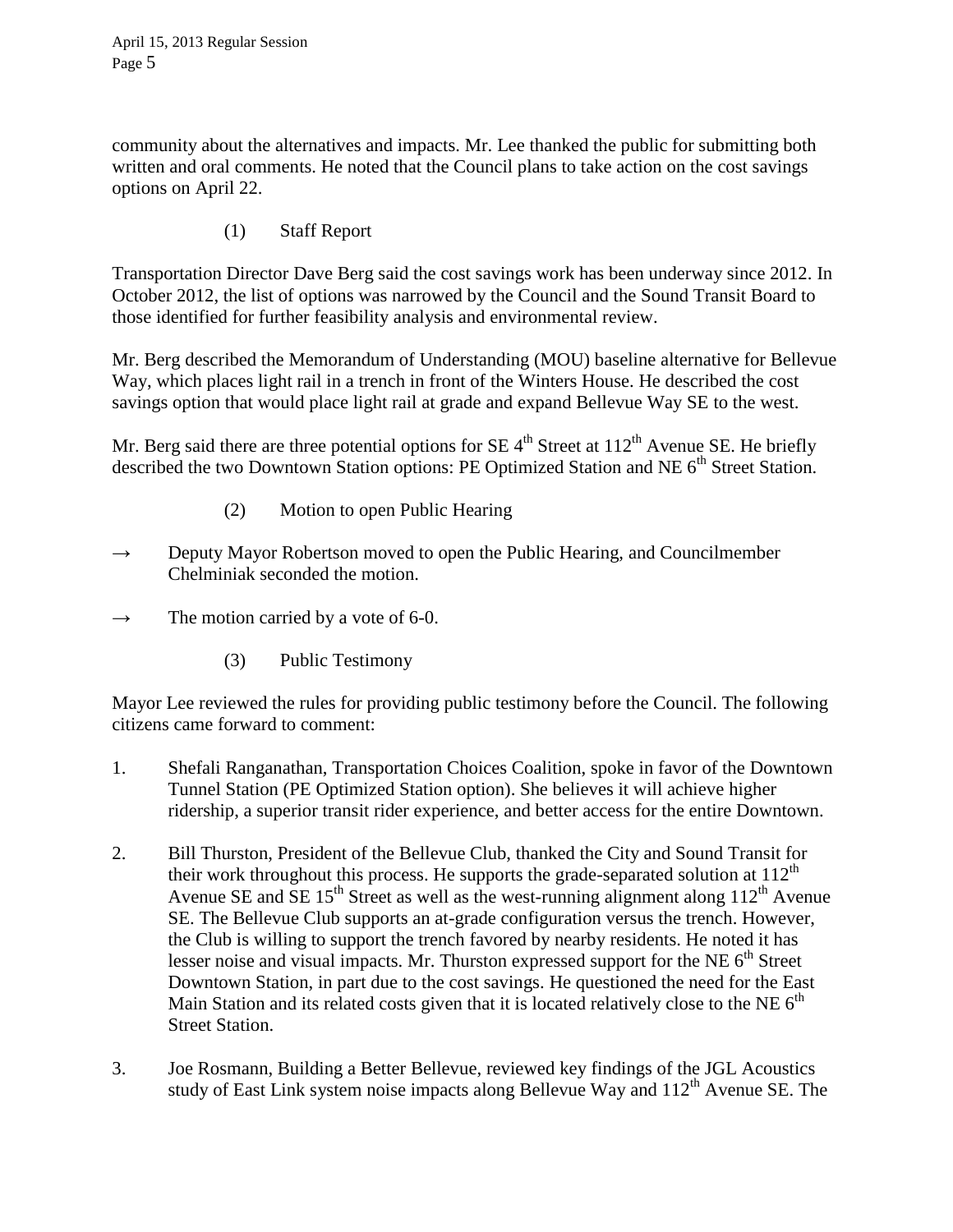community about the alternatives and impacts. Mr. Lee thanked the public for submitting both written and oral comments. He noted that the Council plans to take action on the cost savings options on April 22.

(1) Staff Report

Transportation Director Dave Berg said the cost savings work has been underway since 2012. In October 2012, the list of options was narrowed by the Council and the Sound Transit Board to those identified for further feasibility analysis and environmental review.

Mr. Berg described the Memorandum of Understanding (MOU) baseline alternative for Bellevue Way, which places light rail in a trench in front of the Winters House. He described the cost savings option that would place light rail at grade and expand Bellevue Way SE to the west.

Mr. Berg said there are three potential options for SE 4th Street at 112th Avenue SE. He briefly described the two Downtown Station options: PE Optimized Station and NE 6th Street Station.

(2) Motion to open Public Hearing

→ Deputy Mayor Robertson moved to open the Public Hearing, and Councilmember Chelminiak seconded the motion.

→ The motion carried by a vote of 6-0.

(3) Public Testimony

Mayor Lee reviewed the rules for providing public testimony before the Council. The following citizens came forward to comment:

1. Shefali Ranganathan, Transportation Choices Coalition, spoke in favor of the Downtown Tunnel Station (PE Optimized Station option). She believes it will achieve higher ridership, a superior transit rider experience, and better access for the entire Downtown.

2. Bill Thurston, President of the Bellevue Club, thanked the City and Sound Transit for their work throughout this process. He supports the grade-separated solution at 112th Avenue SE and SE 15th Street as well as the west-running alignment along 112th Avenue SE. The Bellevue Club supports an at-grade configuration versus the trench. However, the Club is willing to support the trench favored by nearby residents. He noted it has lesser noise and visual impacts. Mr. Thurston expressed support for the NE 6th Street Downtown Station, in part due to the cost savings. He questioned the need for the East Main Station and its related costs given that it is located relatively close to the NE 6th Street Station.

3. Joe Rosmann, Building a Better Bellevue, reviewed key findings of the JGL Acoustics study of East Link system noise impacts along Bellevue Way and 112th Avenue SE. The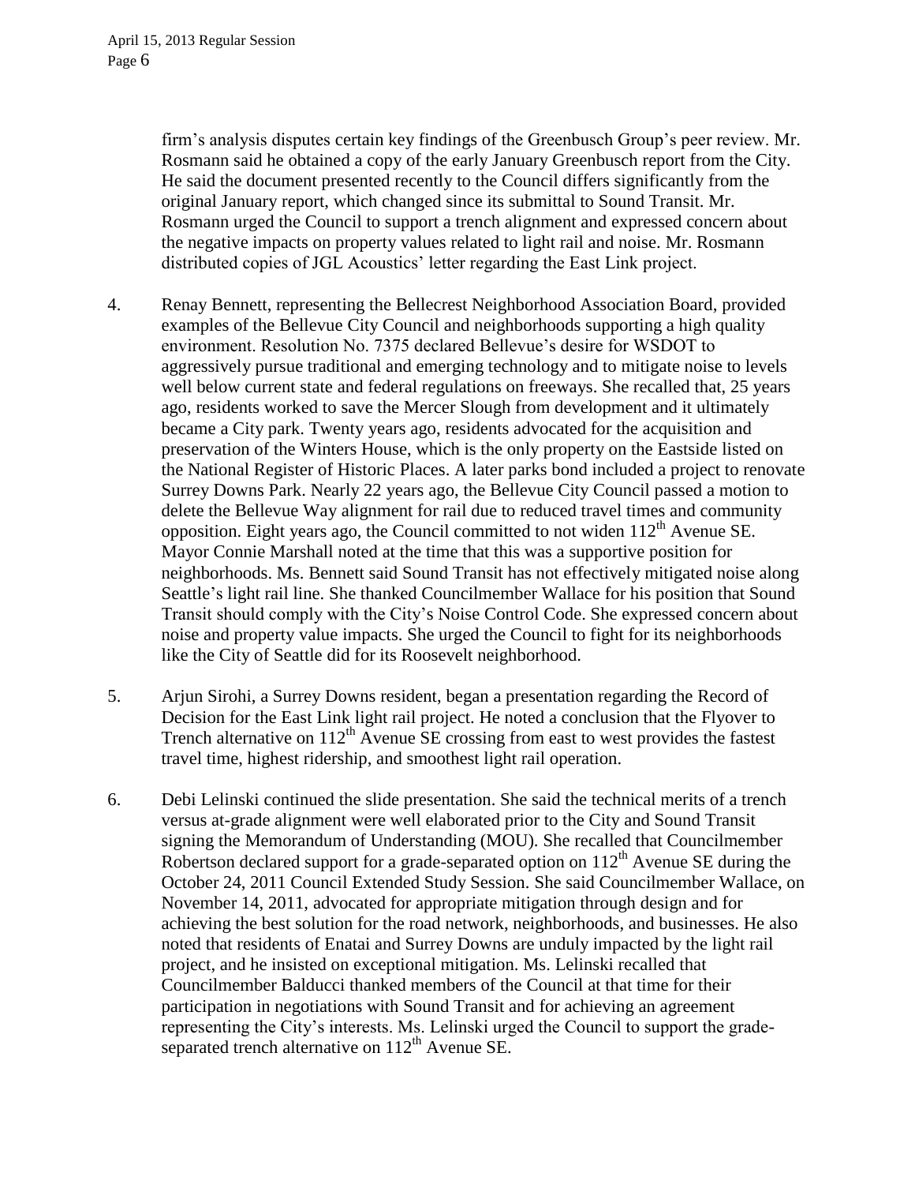firm's analysis disputes certain key findings of the Greenbusch Group's peer review. Mr. Rosmann said he obtained a copy of the early January Greenbusch report from the City. He said the document presented recently to the Council differs significantly from the original January report, which changed since its submittal to Sound Transit. Mr. Rosmann urged the Council to support a trench alignment and expressed concern about the negative impacts on property values related to light rail and noise. Mr. Rosmann distributed copies of JGL Acoustics' letter regarding the East Link project.

4. Renay Bennett, representing the Bellecrest Neighborhood Association Board, provided examples of the Bellevue City Council and neighborhoods supporting a high quality environment. Resolution No. 7375 declared Bellevue's desire for WSDOT to aggressively pursue traditional and emerging technology and to mitigate noise to levels well below current state and federal regulations on freeways. She recalled that, 25 years ago, residents worked to save the Mercer Slough from development and it ultimately became a City park. Twenty years ago, residents advocated for the acquisition and preservation of the Winters House, which is the only property on the Eastside listed on the National Register of Historic Places. A later parks bond included a project to renovate Surrey Downs Park. Nearly 22 years ago, the Bellevue City Council passed a motion to delete the Bellevue Way alignment for rail due to reduced travel times and community opposition. Eight years ago, the Council committed to not widen 112th Avenue SE. Mayor Connie Marshall noted at the time that this was a supportive position for neighborhoods. Ms. Bennett said Sound Transit has not effectively mitigated noise along Seattle's light rail line. She thanked Councilmember Wallace for his position that Sound Transit should comply with the City's Noise Control Code. She expressed concern about noise and property value impacts. She urged the Council to fight for its neighborhoods like the City of Seattle did for its Roosevelt neighborhood.

5. Arjun Sirohi, a Surrey Downs resident, began a presentation regarding the Record of Decision for the East Link light rail project. He noted a conclusion that the Flyover to Trench alternative on 112th Avenue SE crossing from east to west provides the fastest travel time, highest ridership, and smoothest light rail operation.

6. Debi Lelinski continued the slide presentation. She said the technical merits of a trench versus at-grade alignment were well elaborated prior to the City and Sound Transit signing the Memorandum of Understanding (MOU). She recalled that Councilmember Robertson declared support for a grade-separated option on 112th Avenue SE during the October 24, 2011 Council Extended Study Session. She said Councilmember Wallace, on November 14, 2011, advocated for appropriate mitigation through design and for achieving the best solution for the road network, neighborhoods, and businesses. He also noted that residents of Enatai and Surrey Downs are unduly impacted by the light rail project, and he insisted on exceptional mitigation. Ms. Lelinski recalled that Councilmember Balducci thanked members of the Council at that time for their participation in negotiations with Sound Transit and for achieving an agreement representing the City's interests. Ms. Lelinski urged the Council to support the grade-separated trench alternative on 112th Avenue SE.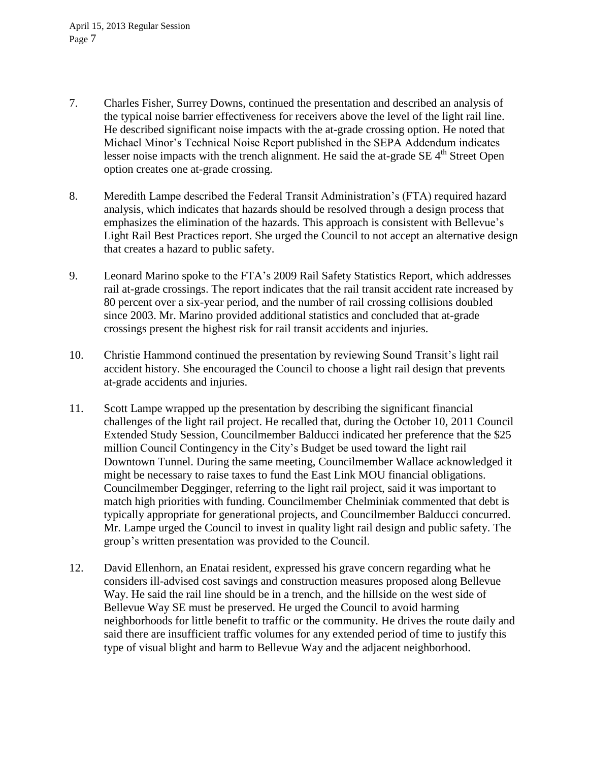7. Charles Fisher, Surrey Downs, continued the presentation and described an analysis of the typical noise barrier effectiveness for receivers above the level of the light rail line. He described significant noise impacts with the at-grade crossing option. He noted that Michael Minor's Technical Noise Report published in the SEPA Addendum indicates lesser noise impacts with the trench alignment. He said the at-grade SE 4th Street Open option creates one at-grade crossing.

8. Meredith Lampe described the Federal Transit Administration's (FTA) required hazard analysis, which indicates that hazards should be resolved through a design process that emphasizes the elimination of the hazards. This approach is consistent with Bellevue's Light Rail Best Practices report. She urged the Council to not accept an alternative design that creates a hazard to public safety.

9. Leonard Marino spoke to the FTA's 2009 Rail Safety Statistics Report, which addresses rail at-grade crossings. The report indicates that the rail transit accident rate increased by 80 percent over a six-year period, and the number of rail crossing collisions doubled since 2003. Mr. Marino provided additional statistics and concluded that at-grade crossings present the highest risk for rail transit accidents and injuries.

10. Christie Hammond continued the presentation by reviewing Sound Transit's light rail accident history. She encouraged the Council to choose a light rail design that prevents at-grade accidents and injuries.

11. Scott Lampe wrapped up the presentation by describing the significant financial challenges of the light rail project. He recalled that, during the October 10, 2011 Council Extended Study Session, Councilmember Balducci indicated her preference that the $25 million Council Contingency in the City's Budget be used toward the light rail Downtown Tunnel. During the same meeting, Councilmember Wallace acknowledged it might be necessary to raise taxes to fund the East Link MOU financial obligations. Councilmember Degginger, referring to the light rail project, said it was important to match high priorities with funding. Councilmember Chelminiak commented that debt is typically appropriate for generational projects, and Councilmember Balducci concurred. Mr. Lampe urged the Council to invest in quality light rail design and public safety. The group's written presentation was provided to the Council.

12. David Ellenhorn, an Enatai resident, expressed his grave concern regarding what he considers ill-advised cost savings and construction measures proposed along Bellevue Way. He said the rail line should be in a trench, and the hillside on the west side of Bellevue Way SE must be preserved. He urged the Council to avoid harming neighborhoods for little benefit to traffic or the community. He drives the route daily and said there are insufficient traffic volumes for any extended period of time to justify this type of visual blight and harm to Bellevue Way and the adjacent neighborhood.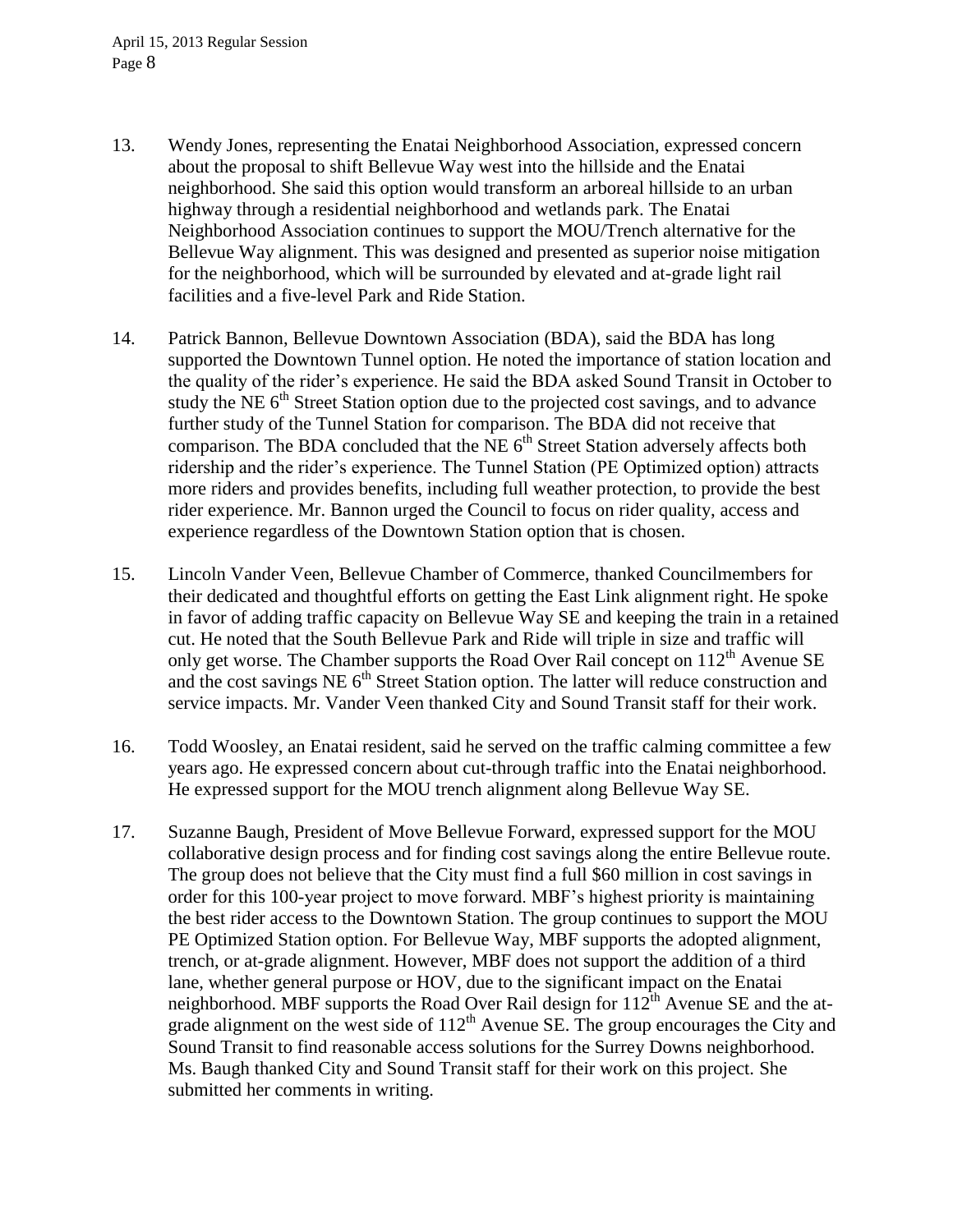13. Wendy Jones, representing the Enatai Neighborhood Association, expressed concern about the proposal to shift Bellevue Way west into the hillside and the Enatai neighborhood. She said this option would transform an arboreal hillside to an urban highway through a residential neighborhood and wetlands park. The Enatai Neighborhood Association continues to support the MOU/Trench alternative for the Bellevue Way alignment. This was designed and presented as superior noise mitigation for the neighborhood, which will be surrounded by elevated and at-grade light rail facilities and a five-level Park and Ride Station.

14. Patrick Bannon, Bellevue Downtown Association (BDA), said the BDA has long supported the Downtown Tunnel option. He noted the importance of station location and the quality of the rider's experience. He said the BDA asked Sound Transit in October to study the NE 6th Street Station option due to the projected cost savings, and to advance further study of the Tunnel Station for comparison. The BDA did not receive that comparison. The BDA concluded that the NE 6th Street Station adversely affects both ridership and the rider's experience. The Tunnel Station (PE Optimized option) attracts more riders and provides benefits, including full weather protection, to provide the best rider experience. Mr. Bannon urged the Council to focus on rider quality, access and experience regardless of the Downtown Station option that is chosen.

15. Lincoln Vander Veen, Bellevue Chamber of Commerce, thanked Councilmembers for their dedicated and thoughtful efforts on getting the East Link alignment right. He spoke in favor of adding traffic capacity on Bellevue Way SE and keeping the train in a retained cut. He noted that the South Bellevue Park and Ride will triple in size and traffic will only get worse. The Chamber supports the Road Over Rail concept on 112th Avenue SE and the cost savings NE 6th Street Station option. The latter will reduce construction and service impacts. Mr. Vander Veen thanked City and Sound Transit staff for their work.

16. Todd Woosley, an Enatai resident, said he served on the traffic calming committee a few years ago. He expressed concern about cut-through traffic into the Enatai neighborhood. He expressed support for the MOU trench alignment along Bellevue Way SE.

17. Suzanne Baugh, President of Move Bellevue Forward, expressed support for the MOU collaborative design process and for finding cost savings along the entire Bellevue route. The group does not believe that the City must find a full $60 million in cost savings in order for this 100-year project to move forward. MBF's highest priority is maintaining the best rider access to the Downtown Station. The group continues to support the MOU PE Optimized Station option. For Bellevue Way, MBF supports the adopted alignment, trench, or at-grade alignment. However, MBF does not support the addition of a third lane, whether general purpose or HOV, due to the significant impact on the Enatai neighborhood. MBF supports the Road Over Rail design for 112th Avenue SE and the at-grade alignment on the west side of 112th Avenue SE. The group encourages the City and Sound Transit to find reasonable access solutions for the Surrey Downs neighborhood. Ms. Baugh thanked City and Sound Transit staff for their work on this project. She submitted her comments in writing.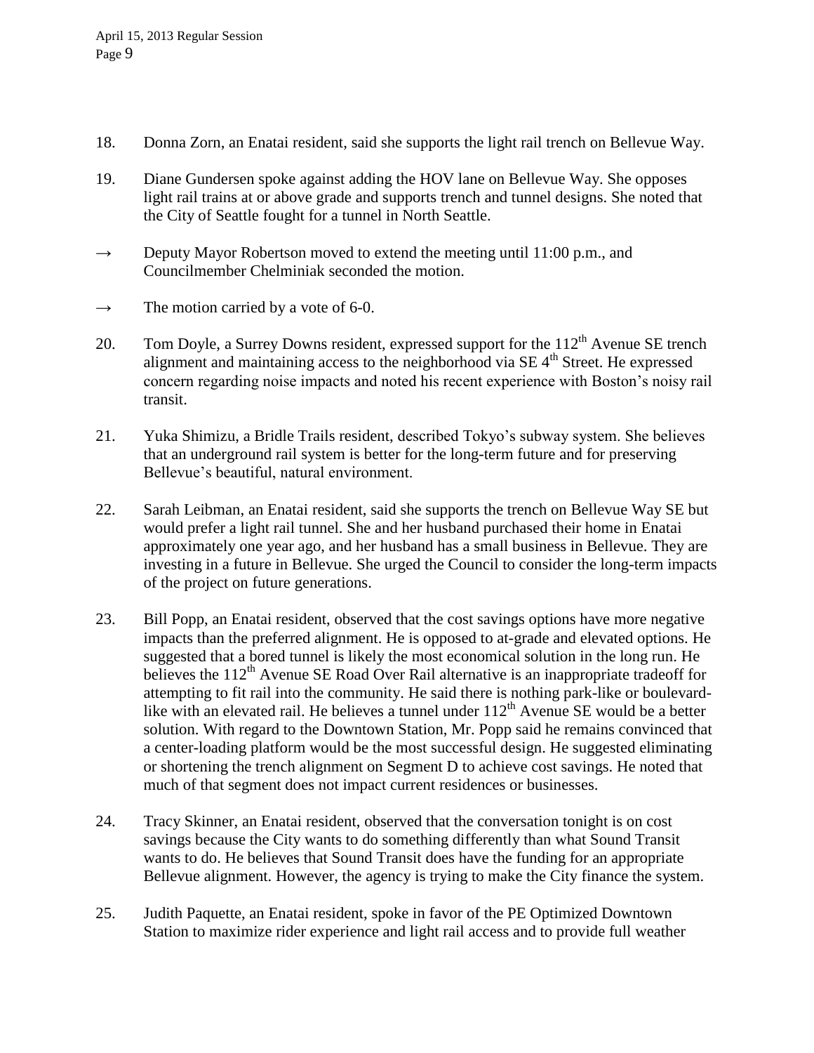18. Donna Zorn, an Enatai resident, said she supports the light rail trench on Bellevue Way.

19. Diane Gundersen spoke against adding the HOV lane on Bellevue Way. She opposes light rail trains at or above grade and supports trench and tunnel designs. She noted that the City of Seattle fought for a tunnel in North Seattle.

→ Deputy Mayor Robertson moved to extend the meeting until 11:00 p.m., and Councilmember Chelminiak seconded the motion.

→ The motion carried by a vote of 6-0.

20. Tom Doyle, a Surrey Downs resident, expressed support for the 112th Avenue SE trench alignment and maintaining access to the neighborhood via SE 4th Street. He expressed concern regarding noise impacts and noted his recent experience with Boston's noisy rail transit.

21. Yuka Shimizu, a Bridle Trails resident, described Tokyo's subway system. She believes that an underground rail system is better for the long-term future and for preserving Bellevue's beautiful, natural environment.

22. Sarah Leibman, an Enatai resident, said she supports the trench on Bellevue Way SE but would prefer a light rail tunnel. She and her husband purchased their home in Enatai approximately one year ago, and her husband has a small business in Bellevue. They are investing in a future in Bellevue. She urged the Council to consider the long-term impacts of the project on future generations.

23. Bill Popp, an Enatai resident, observed that the cost savings options have more negative impacts than the preferred alignment. He is opposed to at-grade and elevated options. He suggested that a bored tunnel is likely the most economical solution in the long run. He believes the 112th Avenue SE Road Over Rail alternative is an inappropriate tradeoff for attempting to fit rail into the community. He said there is nothing park-like or boulevard-like with an elevated rail. He believes a tunnel under 112th Avenue SE would be a better solution. With regard to the Downtown Station, Mr. Popp said he remains convinced that a center-loading platform would be the most successful design. He suggested eliminating or shortening the trench alignment on Segment D to achieve cost savings. He noted that much of that segment does not impact current residences or businesses.

24. Tracy Skinner, an Enatai resident, observed that the conversation tonight is on cost savings because the City wants to do something differently than what Sound Transit wants to do. He believes that Sound Transit does have the funding for an appropriate Bellevue alignment. However, the agency is trying to make the City finance the system.

25. Judith Paquette, an Enatai resident, spoke in favor of the PE Optimized Downtown Station to maximize rider experience and light rail access and to provide full weather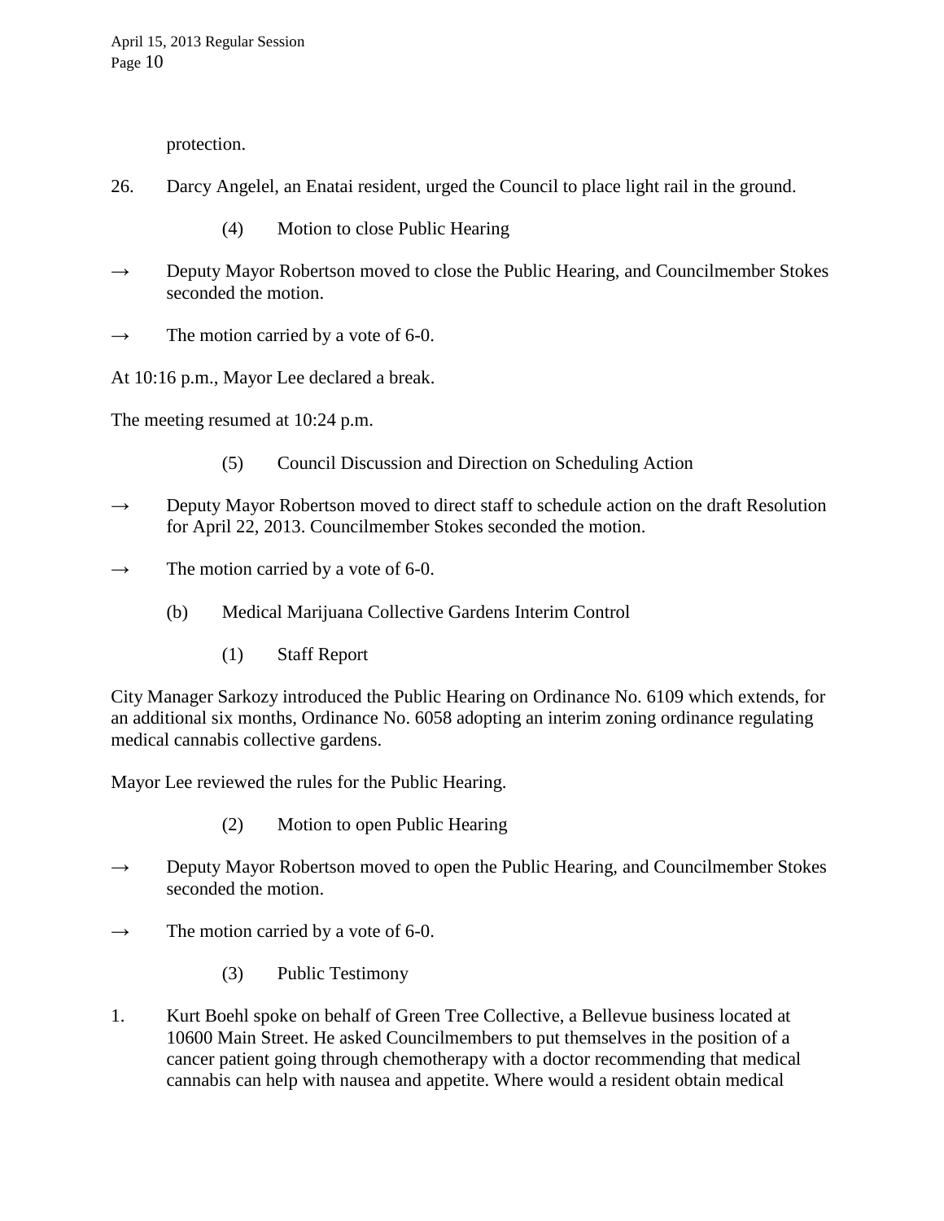protection.

26. Darcy Angelel, an Enatai resident, urged the Council to place light rail in the ground.

    (4) Motion to close Public Hearing

→ Deputy Mayor Robertson moved to close the Public Hearing, and Councilmember Stokes seconded the motion.

→ The motion carried by a vote of 6-0.

At 10:16 p.m., Mayor Lee declared a break.

The meeting resumed at 10:24 p.m.

    (5) Council Discussion and Direction on Scheduling Action

→ Deputy Mayor Robertson moved to direct staff to schedule action on the draft Resolution for April 22, 2013. Councilmember Stokes seconded the motion.

→ The motion carried by a vote of 6-0.

  (b) Medical Marijuana Collective Gardens Interim Control

    (1) Staff Report

City Manager Sarkozy introduced the Public Hearing on Ordinance No. 6109 which extends, for an additional six months, Ordinance No. 6058 adopting an interim zoning ordinance regulating medical cannabis collective gardens.

Mayor Lee reviewed the rules for the Public Hearing.

    (2) Motion to open Public Hearing

→ Deputy Mayor Robertson moved to open the Public Hearing, and Councilmember Stokes seconded the motion.

→ The motion carried by a vote of 6-0.

    (3) Public Testimony

1. Kurt Boehl spoke on behalf of Green Tree Collective, a Bellevue business located at 10600 Main Street. He asked Councilmembers to put themselves in the position of a cancer patient going through chemotherapy with a doctor recommending that medical cannabis can help with nausea and appetite. Where would a resident obtain medical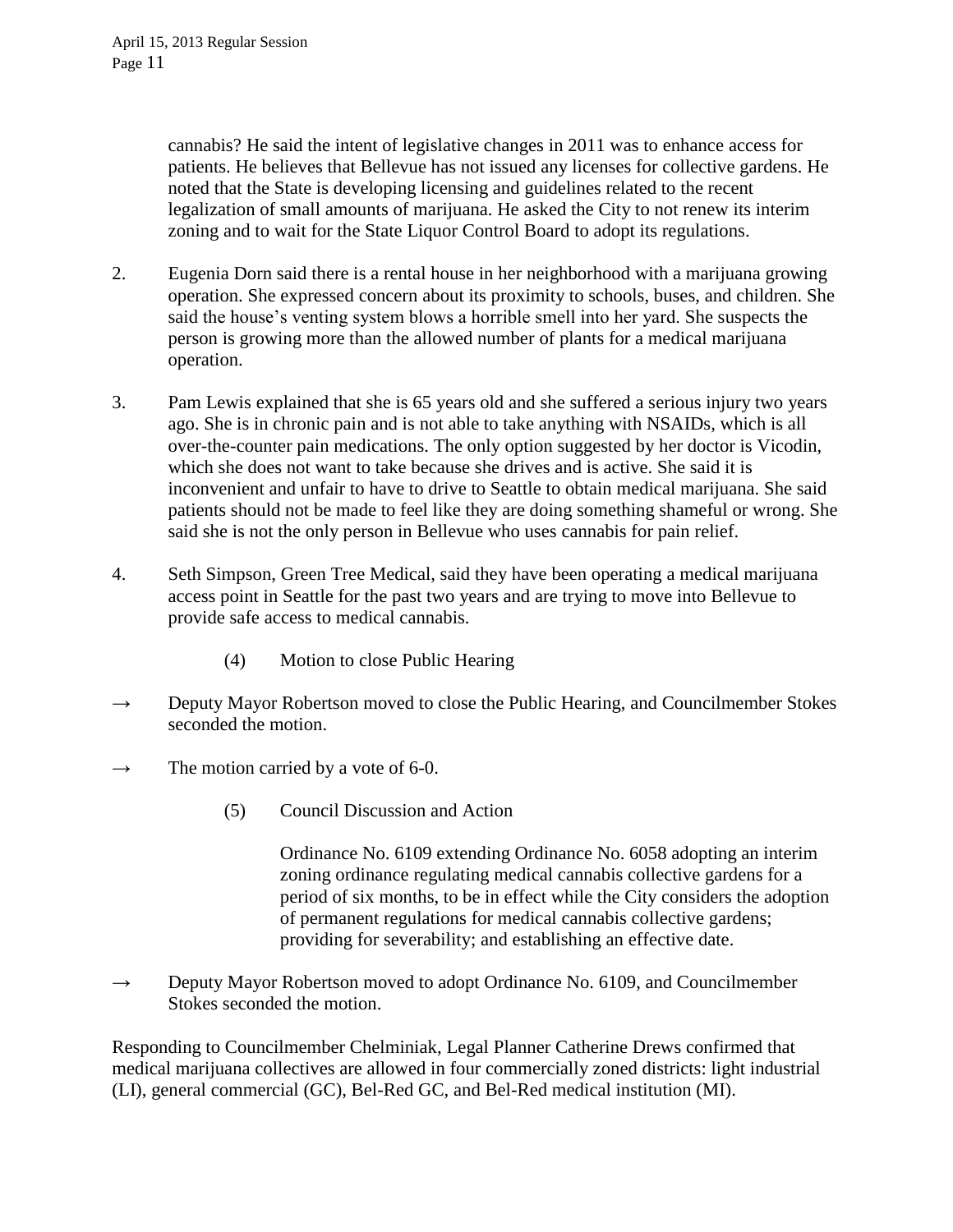cannabis? He said the intent of legislative changes in 2011 was to enhance access for patients. He believes that Bellevue has not issued any licenses for collective gardens. He noted that the State is developing licensing and guidelines related to the recent legalization of small amounts of marijuana. He asked the City to not renew its interim zoning and to wait for the State Liquor Control Board to adopt its regulations.

2. Eugenia Dorn said there is a rental house in her neighborhood with a marijuana growing operation. She expressed concern about its proximity to schools, buses, and children. She said the house's venting system blows a horrible smell into her yard. She suspects the person is growing more than the allowed number of plants for a medical marijuana operation.

3. Pam Lewis explained that she is 65 years old and she suffered a serious injury two years ago. She is in chronic pain and is not able to take anything with NSAIDs, which is all over-the-counter pain medications. The only option suggested by her doctor is Vicodin, which she does not want to take because she drives and is active. She said it is inconvenient and unfair to have to drive to Seattle to obtain medical marijuana. She said patients should not be made to feel like they are doing something shameful or wrong. She said she is not the only person in Bellevue who uses cannabis for pain relief.

4. Seth Simpson, Green Tree Medical, said they have been operating a medical marijuana access point in Seattle for the past two years and are trying to move into Bellevue to provide safe access to medical cannabis.

(4) Motion to close Public Hearing

→ Deputy Mayor Robertson moved to close the Public Hearing, and Councilmember Stokes seconded the motion.

→ The motion carried by a vote of 6-0.

(5) Council Discussion and Action

Ordinance No. 6109 extending Ordinance No. 6058 adopting an interim zoning ordinance regulating medical cannabis collective gardens for a period of six months, to be in effect while the City considers the adoption of permanent regulations for medical cannabis collective gardens; providing for severability; and establishing an effective date.

→ Deputy Mayor Robertson moved to adopt Ordinance No. 6109, and Councilmember Stokes seconded the motion.

Responding to Councilmember Chelminiak, Legal Planner Catherine Drews confirmed that medical marijuana collectives are allowed in four commercially zoned districts: light industrial (LI), general commercial (GC), Bel-Red GC, and Bel-Red medical institution (MI).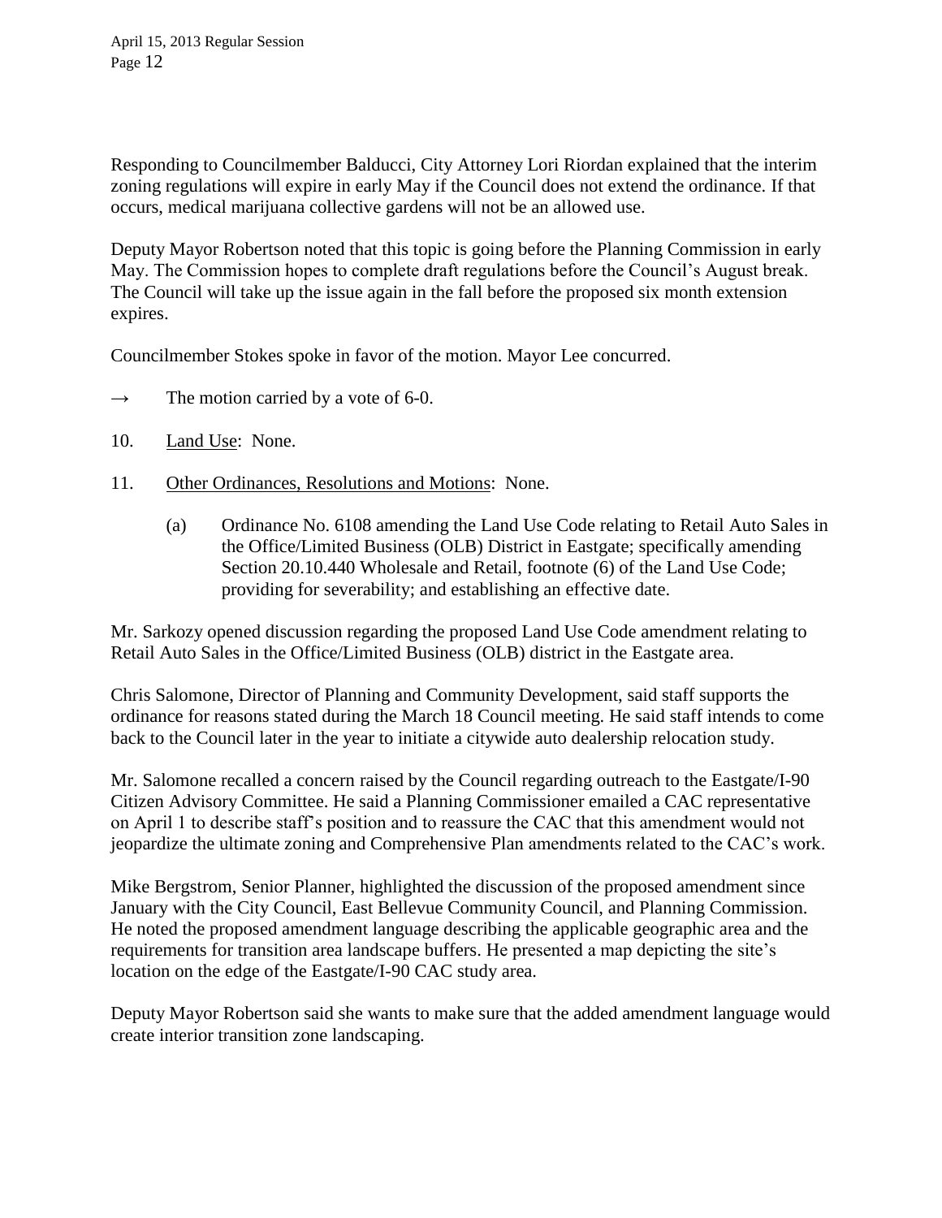Responding to Councilmember Balducci, City Attorney Lori Riordan explained that the interim zoning regulations will expire in early May if the Council does not extend the ordinance. If that occurs, medical marijuana collective gardens will not be an allowed use.

Deputy Mayor Robertson noted that this topic is going before the Planning Commission in early May. The Commission hopes to complete draft regulations before the Council's August break. The Council will take up the issue again in the fall before the proposed six month extension expires.

Councilmember Stokes spoke in favor of the motion. Mayor Lee concurred.

→ The motion carried by a vote of 6-0.

10. Land Use: None.

11. Other Ordinances, Resolutions and Motions: None.

(a) Ordinance No. 6108 amending the Land Use Code relating to Retail Auto Sales in the Office/Limited Business (OLB) District in Eastgate; specifically amending Section 20.10.440 Wholesale and Retail, footnote (6) of the Land Use Code; providing for severability; and establishing an effective date.

Mr. Sarkozy opened discussion regarding the proposed Land Use Code amendment relating to Retail Auto Sales in the Office/Limited Business (OLB) district in the Eastgate area.

Chris Salomone, Director of Planning and Community Development, said staff supports the ordinance for reasons stated during the March 18 Council meeting. He said staff intends to come back to the Council later in the year to initiate a citywide auto dealership relocation study.

Mr. Salomone recalled a concern raised by the Council regarding outreach to the Eastgate/I-90 Citizen Advisory Committee. He said a Planning Commissioner emailed a CAC representative on April 1 to describe staff's position and to reassure the CAC that this amendment would not jeopardize the ultimate zoning and Comprehensive Plan amendments related to the CAC's work.

Mike Bergstrom, Senior Planner, highlighted the discussion of the proposed amendment since January with the City Council, East Bellevue Community Council, and Planning Commission. He noted the proposed amendment language describing the applicable geographic area and the requirements for transition area landscape buffers. He presented a map depicting the site's location on the edge of the Eastgate/I-90 CAC study area.

Deputy Mayor Robertson said she wants to make sure that the added amendment language would create interior transition zone landscaping.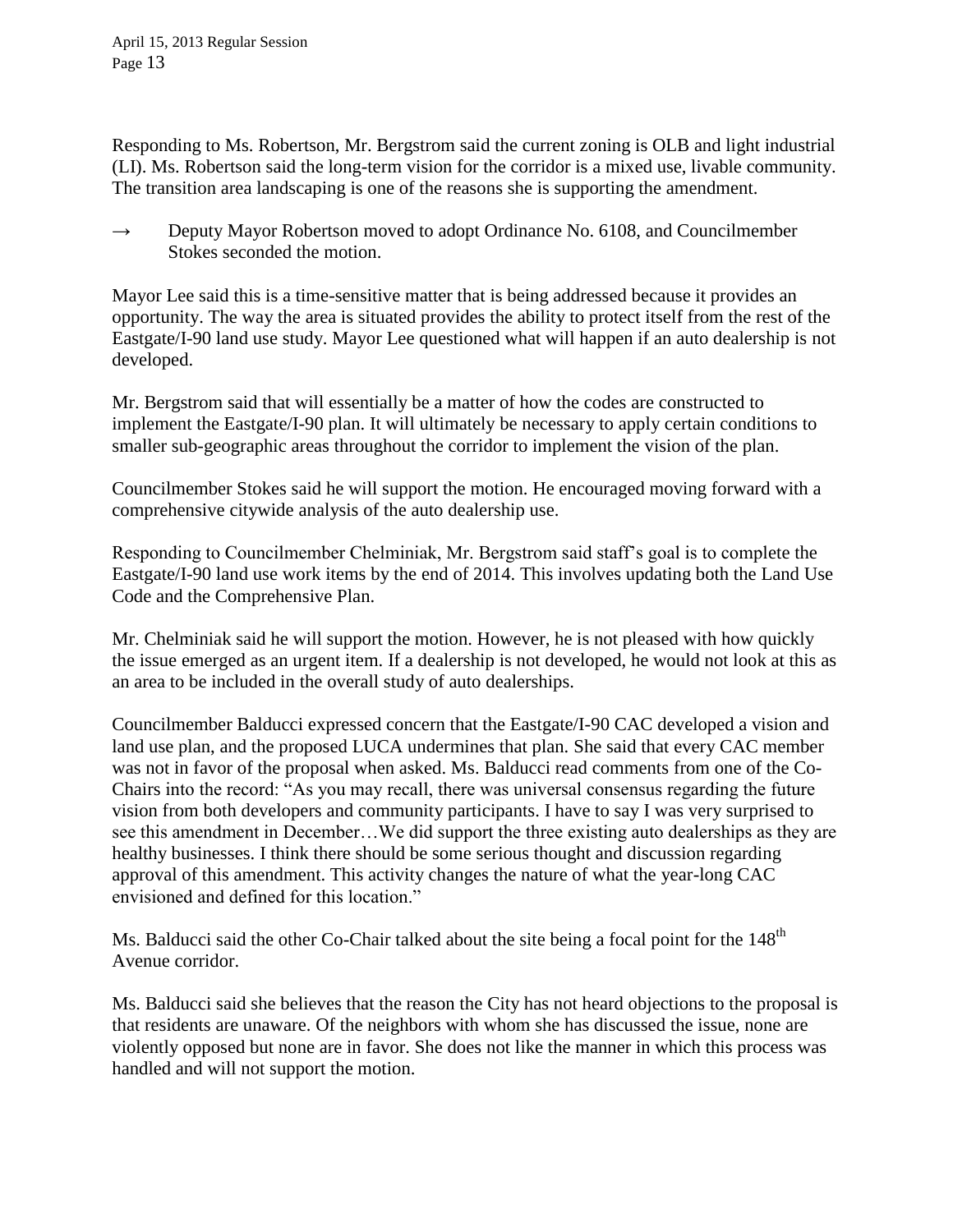Responding to Ms. Robertson, Mr. Bergstrom said the current zoning is OLB and light industrial (LI). Ms. Robertson said the long-term vision for the corridor is a mixed use, livable community. The transition area landscaping is one of the reasons she is supporting the amendment.

→ Deputy Mayor Robertson moved to adopt Ordinance No. 6108, and Councilmember Stokes seconded the motion.

Mayor Lee said this is a time-sensitive matter that is being addressed because it provides an opportunity. The way the area is situated provides the ability to protect itself from the rest of the Eastgate/I-90 land use study. Mayor Lee questioned what will happen if an auto dealership is not developed.

Mr. Bergstrom said that will essentially be a matter of how the codes are constructed to implement the Eastgate/I-90 plan. It will ultimately be necessary to apply certain conditions to smaller sub-geographic areas throughout the corridor to implement the vision of the plan.

Councilmember Stokes said he will support the motion. He encouraged moving forward with a comprehensive citywide analysis of the auto dealership use.

Responding to Councilmember Chelminiak, Mr. Bergstrom said staff's goal is to complete the Eastgate/I-90 land use work items by the end of 2014. This involves updating both the Land Use Code and the Comprehensive Plan.

Mr. Chelminiak said he will support the motion. However, he is not pleased with how quickly the issue emerged as an urgent item. If a dealership is not developed, he would not look at this as an area to be included in the overall study of auto dealerships.

Councilmember Balducci expressed concern that the Eastgate/I-90 CAC developed a vision and land use plan, and the proposed LUCA undermines that plan. She said that every CAC member was not in favor of the proposal when asked. Ms. Balducci read comments from one of the Co-Chairs into the record: "As you may recall, there was universal consensus regarding the future vision from both developers and community participants. I have to say I was very surprised to see this amendment in December…We did support the three existing auto dealerships as they are healthy businesses. I think there should be some serious thought and discussion regarding approval of this amendment. This activity changes the nature of what the year-long CAC envisioned and defined for this location."

Ms. Balducci said the other Co-Chair talked about the site being a focal point for the 148th Avenue corridor.

Ms. Balducci said she believes that the reason the City has not heard objections to the proposal is that residents are unaware. Of the neighbors with whom she has discussed the issue, none are violently opposed but none are in favor. She does not like the manner in which this process was handled and will not support the motion.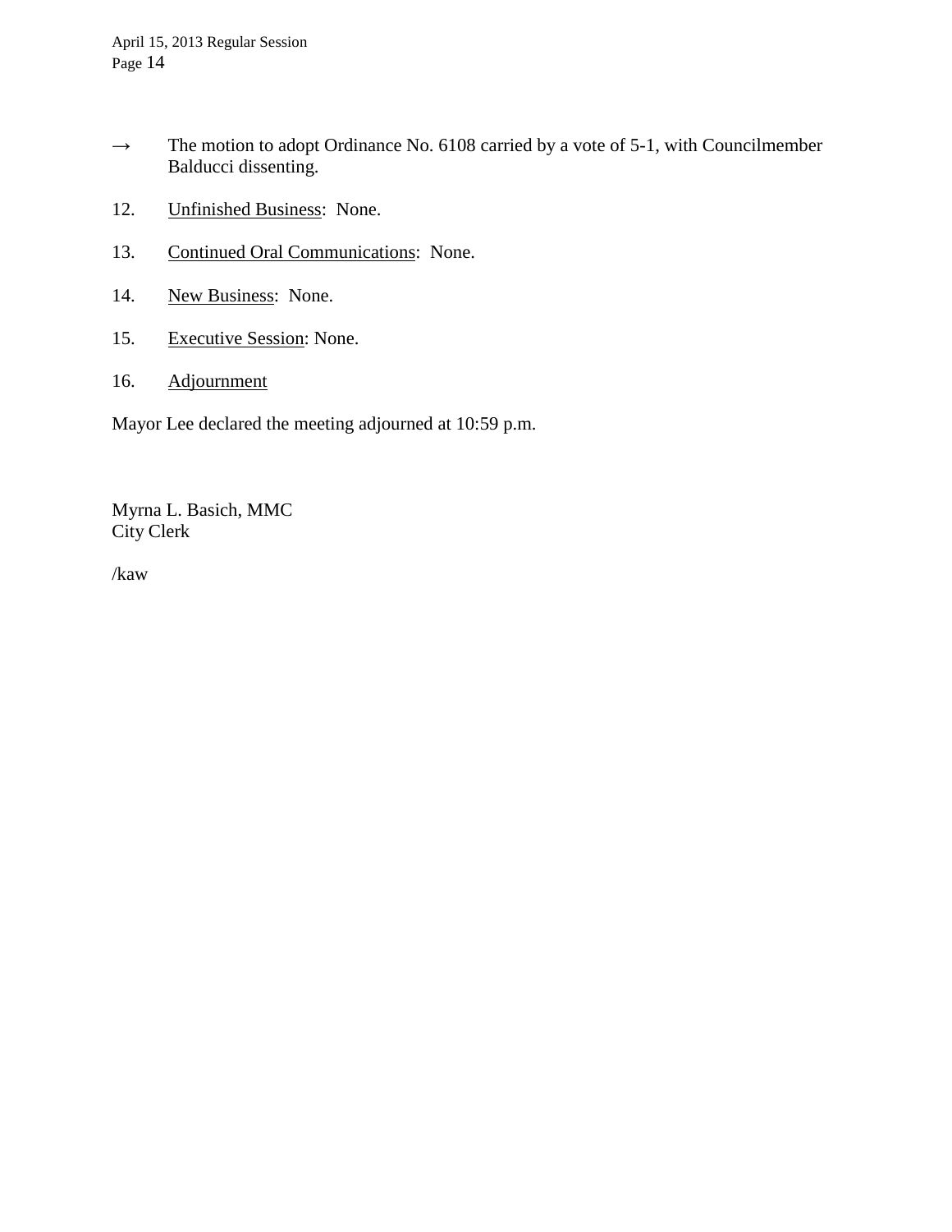→ The motion to adopt Ordinance No. 6108 carried by a vote of 5-1, with Councilmember Balducci dissenting.

12. Unfinished Business: None.

13. Continued Oral Communications: None.

14. New Business: None.

15. Executive Session: None.

16. Adjournment

Mayor Lee declared the meeting adjourned at 10:59 p.m.

Myrna L. Basich, MMC
City Clerk

/kaw